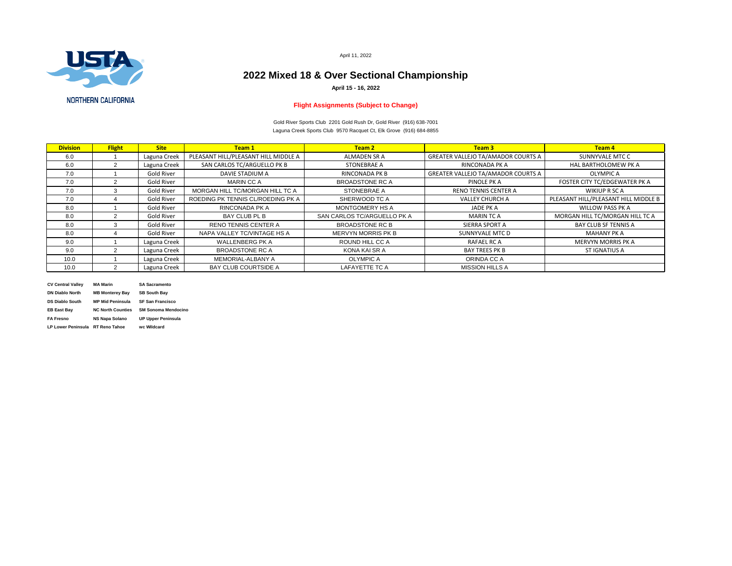NORTHERN CALIFORNIA

April 11, 2022

# 2022 Mixed 18 & Over Sectional Championship

**April 15 - 16, 2022**

**Flight Assignments (Subject to Change)**

Gold River Sports Club 2201 Gold Rush Dr, Gold River (916) 638-7001

Laguna Creek Sports Club 9570 Racquet Ct, Elk Grove (916) 684-8855

| Division | Flight | Site | Team 1 | Team 2 | Team 3 | Team 4 |
|---|---|---|---|---|---|---|
| 6.0 | 1 | Laguna Creek | PLEASANT HILL/PLEASANT HILL MIDDLE A | ALMADEN SR A | GREATER VALLEJO TA/AMADOR COURTS A | SUNNYVALE MTC C |
| 6.0 | 2 | Laguna Creek | SAN CARLOS TC/ARGUELLO PK B | STONEBRAE A | RINCONADA PK A | HAL BARTHOLOMEW PK A |
| 7.0 | 1 | Gold River | DAVIE STADIUM A | RINCONADA PK B | GREATER VALLEJO TA/AMADOR COURTS A | OLYMPIC A |
| 7.0 | 2 | Gold River | MARIN CC A | BROADSTONE RC A | PINOLE PK A | FOSTER CITY TC/EDGEWATER PK A |
| 7.0 | 3 | Gold River | MORGAN HILL TC/MORGAN HILL TC A | STONEBRAE A | RENO TENNIS CENTER A | WIKIUP R SC A |
| 7.0 | 4 | Gold River | ROEDING PK TENNIS CL/ROEDING PK A | SHERWOOD TC A | VALLEY CHURCH A | PLEASANT HILL/PLEASANT HILL MIDDLE B |
| 8.0 | 1 | Gold River | RINCONADA PK A | MONTGOMERY HS A | JADE PK A | WILLOW PASS PK A |
| 8.0 | 2 | Gold River | BAY CLUB PL B | SAN CARLOS TC/ARGUELLO PK A | MARIN TC A | MORGAN HILL TC/MORGAN HILL TC A |
| 8.0 | 3 | Gold River | RENO TENNIS CENTER A | BROADSTONE RC B | SIERRA SPORT A | BAY CLUB SF TENNIS A |
| 8.0 | 4 | Gold River | NAPA VALLEY TC/VINTAGE HS A | MERVYN MORRIS PK B | SUNNYVALE MTC D | MAHANY PK A |
| 9.0 | 1 | Laguna Creek | WALLENBERG PK A | ROUND HILL CC A | RAFAEL RC A | MERVYN MORRIS PK A |
| 9.0 | 2 | Laguna Creek | BROADSTONE RC A | KONA KAI SR A | BAY TREES PK B | ST IGNATIUS A |
| 10.0 | 1 | Laguna Creek | MEMORIAL-ALBANY A | OLYMPIC A | ORINDA CC A | |
| 10.0 | 2 | Laguna Creek | BAY CLUB COURTSIDE A | LAFAYETTE TC A | MISSION HILLS A | |

| | | |
|---|---|---|
| **CV Central Valley** | **MA Marin** | **SA Sacramento** |
| **DN Diablo North** | **MB Monterey Bay** | **SB South Bay** |
| **DS Diablo South** | **MP Mid Peninsula** | **SF San Francisco** |
| **EB East Bay** | **NC North Counties** | **SM Sonoma Mendocino** |
| **FA Fresno** | **NS Napa Solano** | **UP Upper Peninsula** |
| **LP Lower Peninsula** | **RT Reno Tahoe** | **wc Wildcard** |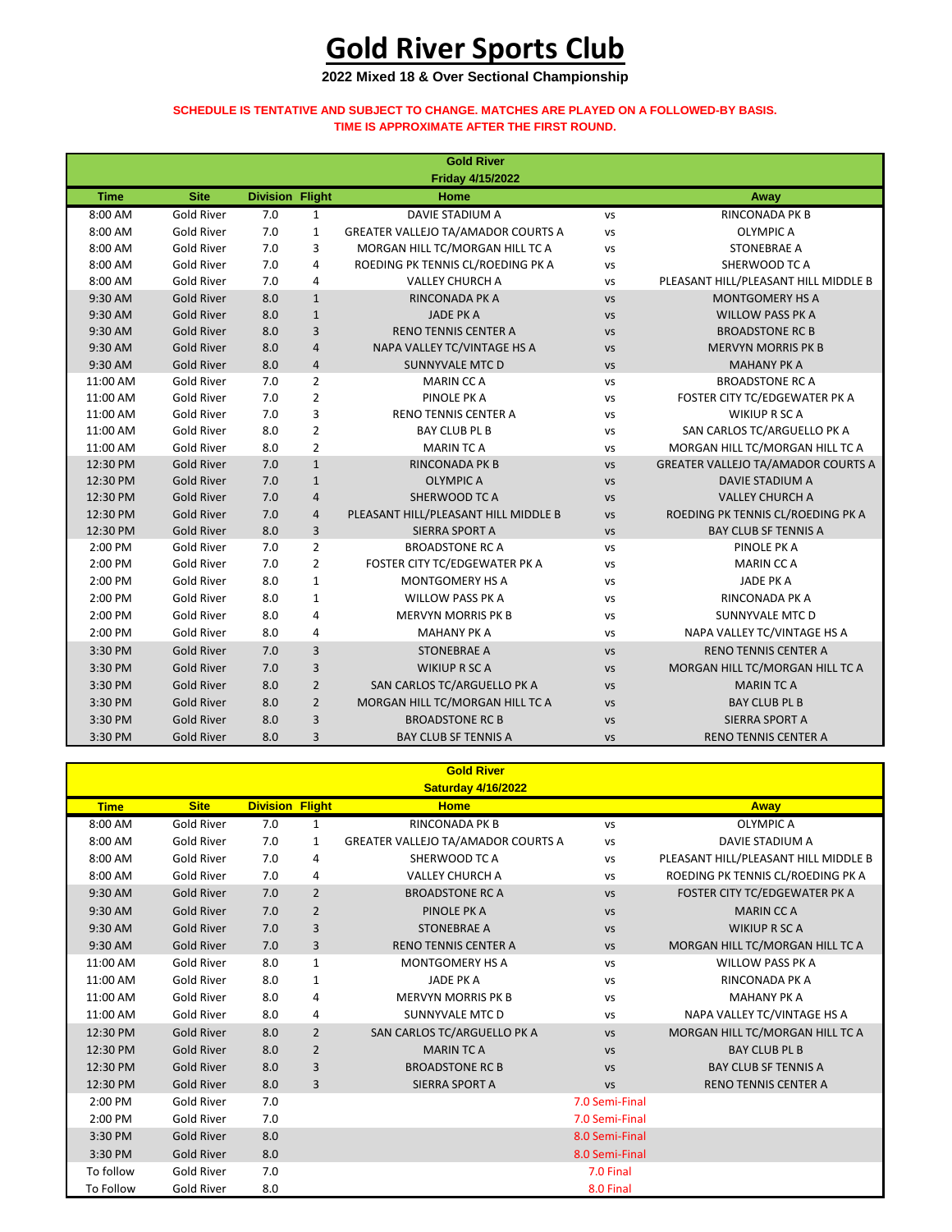# Gold River Sports Club

**2022 Mixed 18 & Over Sectional Championship**

**SCHEDULE IS TENTATIVE AND SUBJECT TO CHANGE. MATCHES ARE PLAYED ON A FOLLOWED-BY BASIS.**
**TIME IS APPROXIMATE AFTER THE FIRST ROUND.**

**Gold River**
**Friday 4/15/2022**

| Time | Site | Division | Flight | Home | | Away |
|---|---|---|---|---|---|---|
| 8:00 AM | Gold River | 7.0 | 1 | DAVIE STADIUM A | vs | RINCONADA PK B |
| 8:00 AM | Gold River | 7.0 | 1 | GREATER VALLEJO TA/AMADOR COURTS A | vs | OLYMPIC A |
| 8:00 AM | Gold River | 7.0 | 3 | MORGAN HILL TC/MORGAN HILL TC A | vs | STONEBRAE A |
| 8:00 AM | Gold River | 7.0 | 4 | ROEDING PK TENNIS CL/ROEDING PK A | vs | SHERWOOD TC A |
| 8:00 AM | Gold River | 7.0 | 4 | VALLEY CHURCH A | vs | PLEASANT HILL/PLEASANT HILL MIDDLE B |
| 9:30 AM | Gold River | 8.0 | 1 | RINCONADA PK A | vs | MONTGOMERY HS A |
| 9:30 AM | Gold River | 8.0 | 1 | JADE PK A | vs | WILLOW PASS PK A |
| 9:30 AM | Gold River | 8.0 | 3 | RENO TENNIS CENTER A | vs | BROADSTONE RC B |
| 9:30 AM | Gold River | 8.0 | 4 | NAPA VALLEY TC/VINTAGE HS A | vs | MERVYN MORRIS PK B |
| 9:30 AM | Gold River | 8.0 | 4 | SUNNYVALE MTC D | vs | MAHANY PK A |
| 11:00 AM | Gold River | 7.0 | 2 | MARIN CC A | vs | BROADSTONE RC A |
| 11:00 AM | Gold River | 7.0 | 2 | PINOLE PK A | vs | FOSTER CITY TC/EDGEWATER PK A |
| 11:00 AM | Gold River | 7.0 | 3 | RENO TENNIS CENTER A | vs | WIKIUP R SC A |
| 11:00 AM | Gold River | 8.0 | 2 | BAY CLUB PL B | vs | SAN CARLOS TC/ARGUELLO PK A |
| 11:00 AM | Gold River | 8.0 | 2 | MARIN TC A | vs | MORGAN HILL TC/MORGAN HILL TC A |
| 12:30 PM | Gold River | 7.0 | 1 | RINCONADA PK B | vs | GREATER VALLEJO TA/AMADOR COURTS A |
| 12:30 PM | Gold River | 7.0 | 1 | OLYMPIC A | vs | DAVIE STADIUM A |
| 12:30 PM | Gold River | 7.0 | 4 | SHERWOOD TC A | vs | VALLEY CHURCH A |
| 12:30 PM | Gold River | 7.0 | 4 | PLEASANT HILL/PLEASANT HILL MIDDLE B | vs | ROEDING PK TENNIS CL/ROEDING PK A |
| 12:30 PM | Gold River | 8.0 | 3 | SIERRA SPORT A | vs | BAY CLUB SF TENNIS A |
| 2:00 PM | Gold River | 7.0 | 2 | BROADSTONE RC A | vs | PINOLE PK A |
| 2:00 PM | Gold River | 7.0 | 2 | FOSTER CITY TC/EDGEWATER PK A | vs | MARIN CC A |
| 2:00 PM | Gold River | 8.0 | 1 | MONTGOMERY HS A | vs | JADE PK A |
| 2:00 PM | Gold River | 8.0 | 1 | WILLOW PASS PK A | vs | RINCONADA PK A |
| 2:00 PM | Gold River | 8.0 | 4 | MERVYN MORRIS PK B | vs | SUNNYVALE MTC D |
| 2:00 PM | Gold River | 8.0 | 4 | MAHANY PK A | vs | NAPA VALLEY TC/VINTAGE HS A |
| 3:30 PM | Gold River | 7.0 | 3 | STONEBRAE A | vs | RENO TENNIS CENTER A |
| 3:30 PM | Gold River | 7.0 | 3 | WIKIUP R SC A | vs | MORGAN HILL TC/MORGAN HILL TC A |
| 3:30 PM | Gold River | 8.0 | 2 | SAN CARLOS TC/ARGUELLO PK A | vs | MARIN TC A |
| 3:30 PM | Gold River | 8.0 | 2 | MORGAN HILL TC/MORGAN HILL TC A | vs | BAY CLUB PL B |
| 3:30 PM | Gold River | 8.0 | 3 | BROADSTONE RC B | vs | SIERRA SPORT A |
| 3:30 PM | Gold River | 8.0 | 3 | BAY CLUB SF TENNIS A | vs | RENO TENNIS CENTER A |

**Gold River**
**Saturday 4/16/2022**

| Time | Site | Division | Flight | Home | | Away |
|---|---|---|---|---|---|---|
| 8:00 AM | Gold River | 7.0 | 1 | RINCONADA PK B | vs | OLYMPIC A |
| 8:00 AM | Gold River | 7.0 | 1 | GREATER VALLEJO TA/AMADOR COURTS A | vs | DAVIE STADIUM A |
| 8:00 AM | Gold River | 7.0 | 4 | SHERWOOD TC A | vs | PLEASANT HILL/PLEASANT HILL MIDDLE B |
| 8:00 AM | Gold River | 7.0 | 4 | VALLEY CHURCH A | vs | ROEDING PK TENNIS CL/ROEDING PK A |
| 9:30 AM | Gold River | 7.0 | 2 | BROADSTONE RC A | vs | FOSTER CITY TC/EDGEWATER PK A |
| 9:30 AM | Gold River | 7.0 | 2 | PINOLE PK A | vs | MARIN CC A |
| 9:30 AM | Gold River | 7.0 | 3 | STONEBRAE A | vs | WIKIUP R SC A |
| 9:30 AM | Gold River | 7.0 | 3 | RENO TENNIS CENTER A | vs | MORGAN HILL TC/MORGAN HILL TC A |
| 11:00 AM | Gold River | 8.0 | 1 | MONTGOMERY HS A | vs | WILLOW PASS PK A |
| 11:00 AM | Gold River | 8.0 | 1 | JADE PK A | vs | RINCONADA PK A |
| 11:00 AM | Gold River | 8.0 | 4 | MERVYN MORRIS PK B | vs | MAHANY PK A |
| 11:00 AM | Gold River | 8.0 | 4 | SUNNYVALE MTC D | vs | NAPA VALLEY TC/VINTAGE HS A |
| 12:30 PM | Gold River | 8.0 | 2 | SAN CARLOS TC/ARGUELLO PK A | vs | MORGAN HILL TC/MORGAN HILL TC A |
| 12:30 PM | Gold River | 8.0 | 2 | MARIN TC A | vs | BAY CLUB PL B |
| 12:30 PM | Gold River | 8.0 | 3 | BROADSTONE RC B | vs | BAY CLUB SF TENNIS A |
| 12:30 PM | Gold River | 8.0 | 3 | SIERRA SPORT A | vs | RENO TENNIS CENTER A |
| 2:00 PM | Gold River | 7.0 | | | 7.0 Semi-Final | |
| 2:00 PM | Gold River | 7.0 | | | 7.0 Semi-Final | |
| 3:30 PM | Gold River | 8.0 | | | 8.0 Semi-Final | |
| 3:30 PM | Gold River | 8.0 | | | 8.0 Semi-Final | |
| To follow | Gold River | 7.0 | | | 7.0 Final | |
| To Follow | Gold River | 8.0 | | | 8.0 Final | |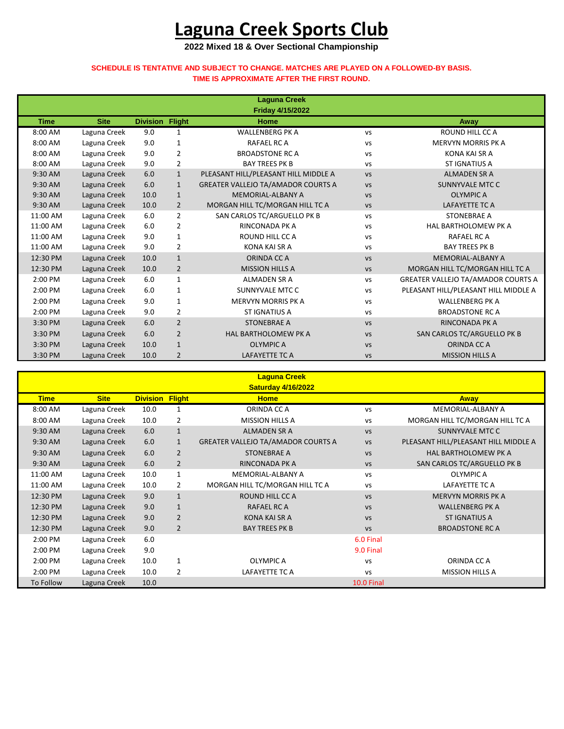# Laguna Creek Sports Club

**2022 Mixed 18 & Over Sectional Championship**

**SCHEDULE IS TENTATIVE AND SUBJECT TO CHANGE. MATCHES ARE PLAYED ON A FOLLOWED-BY BASIS.**
**TIME IS APPROXIMATE AFTER THE FIRST ROUND.**

**Laguna Creek**
**Friday 4/15/2022**

| Time | Site | Division | Flight | Home | | Away |
|---|---|---|---|---|---|---|
| 8:00 AM | Laguna Creek | 9.0 | 1 | WALLENBERG PK A | vs | ROUND HILL CC A |
| 8:00 AM | Laguna Creek | 9.0 | 1 | RAFAEL RC A | vs | MERVYN MORRIS PK A |
| 8:00 AM | Laguna Creek | 9.0 | 2 | BROADSTONE RC A | vs | KONA KAI SR A |
| 8:00 AM | Laguna Creek | 9.0 | 2 | BAY TREES PK B | vs | ST IGNATIUS A |
| 9:30 AM | Laguna Creek | 6.0 | 1 | PLEASANT HILL/PLEASANT HILL MIDDLE A | vs | ALMADEN SR A |
| 9:30 AM | Laguna Creek | 6.0 | 1 | GREATER VALLEJO TA/AMADOR COURTS A | vs | SUNNYVALE MTC C |
| 9:30 AM | Laguna Creek | 10.0 | 1 | MEMORIAL-ALBANY A | vs | OLYMPIC A |
| 9:30 AM | Laguna Creek | 10.0 | 2 | MORGAN HILL TC/MORGAN HILL TC A | vs | LAFAYETTE TC A |
| 11:00 AM | Laguna Creek | 6.0 | 2 | SAN CARLOS TC/ARGUELLO PK B | vs | STONEBRAE A |
| 11:00 AM | Laguna Creek | 6.0 | 2 | RINCONADA PK A | vs | HAL BARTHOLOMEW PK A |
| 11:00 AM | Laguna Creek | 9.0 | 1 | ROUND HILL CC A | vs | RAFAEL RC A |
| 11:00 AM | Laguna Creek | 9.0 | 2 | KONA KAI SR A | vs | BAY TREES PK B |
| 12:30 PM | Laguna Creek | 10.0 | 1 | ORINDA CC A | vs | MEMORIAL-ALBANY A |
| 12:30 PM | Laguna Creek | 10.0 | 2 | MISSION HILLS A | vs | MORGAN HILL TC/MORGAN HILL TC A |
| 2:00 PM | Laguna Creek | 6.0 | 1 | ALMADEN SR A | vs | GREATER VALLEJO TA/AMADOR COURTS A |
| 2:00 PM | Laguna Creek | 6.0 | 1 | SUNNYVALE MTC C | vs | PLEASANT HILL/PLEASANT HILL MIDDLE A |
| 2:00 PM | Laguna Creek | 9.0 | 1 | MERVYN MORRIS PK A | vs | WALLENBERG PK A |
| 2:00 PM | Laguna Creek | 9.0 | 2 | ST IGNATIUS A | vs | BROADSTONE RC A |
| 3:30 PM | Laguna Creek | 6.0 | 2 | STONEBRAE A | vs | RINCONADA PK A |
| 3:30 PM | Laguna Creek | 6.0 | 2 | HAL BARTHOLOMEW PK A | vs | SAN CARLOS TC/ARGUELLO PK B |
| 3:30 PM | Laguna Creek | 10.0 | 1 | OLYMPIC A | vs | ORINDA CC A |
| 3:30 PM | Laguna Creek | 10.0 | 2 | LAFAYETTE TC A | vs | MISSION HILLS A |

**Laguna Creek**
**Saturday 4/16/2022**

| Time | Site | Division | Flight | Home | | Away |
|---|---|---|---|---|---|---|
| 8:00 AM | Laguna Creek | 10.0 | 1 | ORINDA CC A | vs | MEMORIAL-ALBANY A |
| 8:00 AM | Laguna Creek | 10.0 | 2 | MISSION HILLS A | vs | MORGAN HILL TC/MORGAN HILL TC A |
| 9:30 AM | Laguna Creek | 6.0 | 1 | ALMADEN SR A | vs | SUNNYVALE MTC C |
| 9:30 AM | Laguna Creek | 6.0 | 1 | GREATER VALLEJO TA/AMADOR COURTS A | vs | PLEASANT HILL/PLEASANT HILL MIDDLE A |
| 9:30 AM | Laguna Creek | 6.0 | 2 | STONEBRAE A | vs | HAL BARTHOLOMEW PK A |
| 9:30 AM | Laguna Creek | 6.0 | 2 | RINCONADA PK A | vs | SAN CARLOS TC/ARGUELLO PK B |
| 11:00 AM | Laguna Creek | 10.0 | 1 | MEMORIAL-ALBANY A | vs | OLYMPIC A |
| 11:00 AM | Laguna Creek | 10.0 | 2 | MORGAN HILL TC/MORGAN HILL TC A | vs | LAFAYETTE TC A |
| 12:30 PM | Laguna Creek | 9.0 | 1 | ROUND HILL CC A | vs | MERVYN MORRIS PK A |
| 12:30 PM | Laguna Creek | 9.0 | 1 | RAFAEL RC A | vs | WALLENBERG PK A |
| 12:30 PM | Laguna Creek | 9.0 | 2 | KONA KAI SR A | vs | ST IGNATIUS A |
| 12:30 PM | Laguna Creek | 9.0 | 2 | BAY TREES PK B | vs | BROADSTONE RC A |
| 2:00 PM | Laguna Creek | 6.0 | | | 6.0 Final | |
| 2:00 PM | Laguna Creek | 9.0 | | | 9.0 Final | |
| 2:00 PM | Laguna Creek | 10.0 | 1 | OLYMPIC A | vs | ORINDA CC A |
| 2:00 PM | Laguna Creek | 10.0 | 2 | LAFAYETTE TC A | vs | MISSION HILLS A |
| To Follow | Laguna Creek | 10.0 | | | 10.0 Final | |